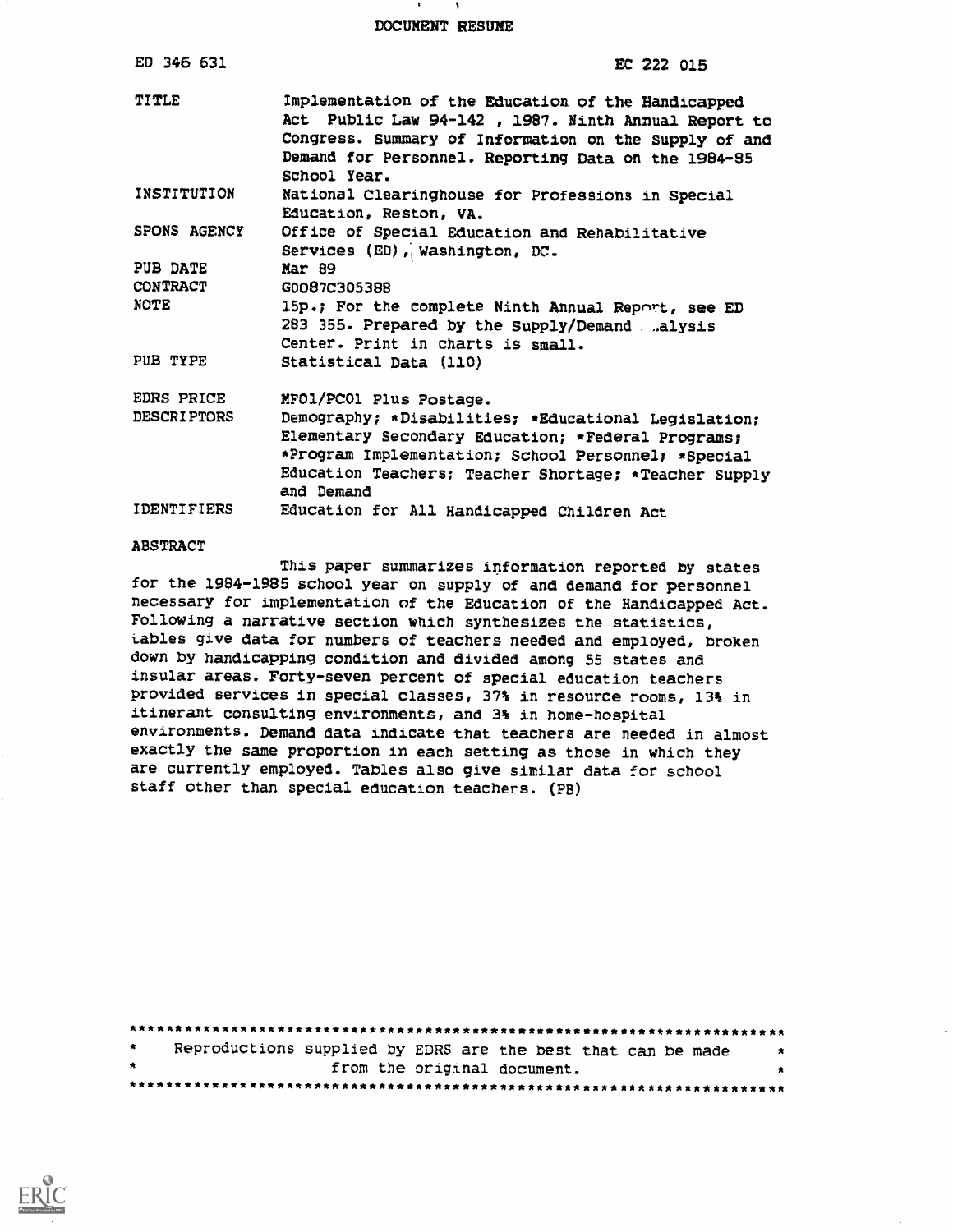# DOCUMENT RESUME

| | |
|---|---|
| ED 346 631 | EC 222 015 |
| TITLE | Implementation of the Education of the Handicapped Act Public Law 94-142 , 1987. Ninth Annual Report to Congress. Summary of Information on the Supply of and Demand for Personnel. Reporting Data on the 1984-85 School Year. |
| INSTITUTION | National Clearinghouse for Professions in Special Education, Reston, VA. |
| SPONS AGENCY | Office of Special Education and Rehabilitative Services (ED), Washington, DC. |
| PUB DATE | Mar 89 |
| CONTRACT | G0087C305388 |
| NOTE | 15p.; For the complete Ninth Annual Report, see ED 283 355. Prepared by the Supply/Demand Analysis Center. Print in charts is small. |
| PUB TYPE | Statistical Data (110) |
| EDRS PRICE | MF01/PC01 Plus Postage. |
| DESCRIPTORS | Demography; *Disabilities; *Educational Legislation; Elementary Secondary Education; *Federal Programs; *Program Implementation; School Personnel; *Special Education Teachers; Teacher Shortage; *Teacher Supply and Demand |
| IDENTIFIERS | Education for All Handicapped Children Act |

## ABSTRACT

This paper summarizes information reported by states for the 1984-1985 school year on supply of and demand for personnel necessary for implementation of the Education of the Handicapped Act. Following a narrative section which synthesizes the statistics, tables give data for numbers of teachers needed and employed, broken down by handicapping condition and divided among 55 states and insular areas. Forty-seven percent of special education teachers provided services in special classes, 37% in resource rooms, 13% in itinerant consulting environments, and 3% in home-hospital environments. Demand data indicate that teachers are needed in almost exactly the same proportion in each setting as those in which they are currently employed. Tables also give similar data for school staff other than special education teachers. (PB)

***********************************************************************
* Reproductions supplied by EDRS are the best that can be made *
* from the original document. *
***********************************************************************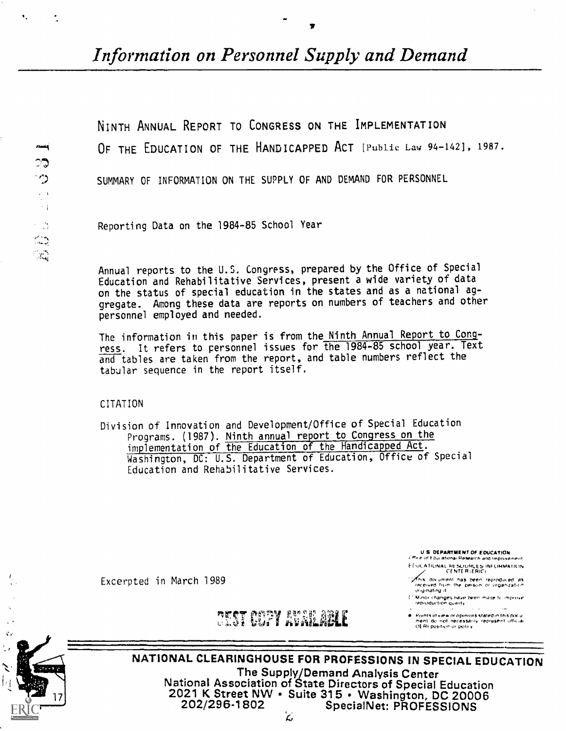# *Information on Personnel Supply and Demand*

NINTH ANNUAL REPORT TO CONGRESS ON THE IMPLEMENTATION OF THE EDUCATION OF THE HANDICAPPED ACT [Public Law 94-142], 1987.

SUMMARY OF INFORMATION ON THE SUPPLY OF AND DEMAND FOR PERSONNEL

Reporting Data on the 1984-85 School Year

Annual reports to the U.S. Congress, prepared by the Office of Special Education and Rehabilitative Services, present a wide variety of data on the status of special education in the states and as a national aggregate. Among these data are reports on numbers of teachers and other personnel employed and needed.

The information in this paper is from the Ninth Annual Report to Congress. It refers to personnel issues for the 1984-85 school year. Text and tables are taken from the report, and table numbers reflect the tabular sequence in the report itself.

CITATION

Division of Innovation and Development/Office of Special Education Programs. (1987). Ninth annual report to Congress on the implementation of the Education of the Handicapped Act. Washington, DC: U.S. Department of Education, Office of Special Education and Rehabilitative Services.

Excerpted in March 1989

BEST COPY AVAILABLE

U.S. DEPARTMENT OF EDUCATION
Office of Educational Research and Improvement
EDUCATIONAL RESOURCES INFORMATION CENTER (ERIC)

- This document has been reproduced as received from the person or organization originating it.
- Minor changes have been made to improve reproduction quality.
- Points of view or opinions stated in this document do not necessarily represent official OERI position or policy.

**NATIONAL CLEARINGHOUSE FOR PROFESSIONS IN SPECIAL EDUCATION**

The Supply/Demand Analysis Center
National Association of State Directors of Special Education
2021 K Street NW • Suite 315 • Washington, DC 20006
202/296-1802 SpecialNet: PROFESSIONS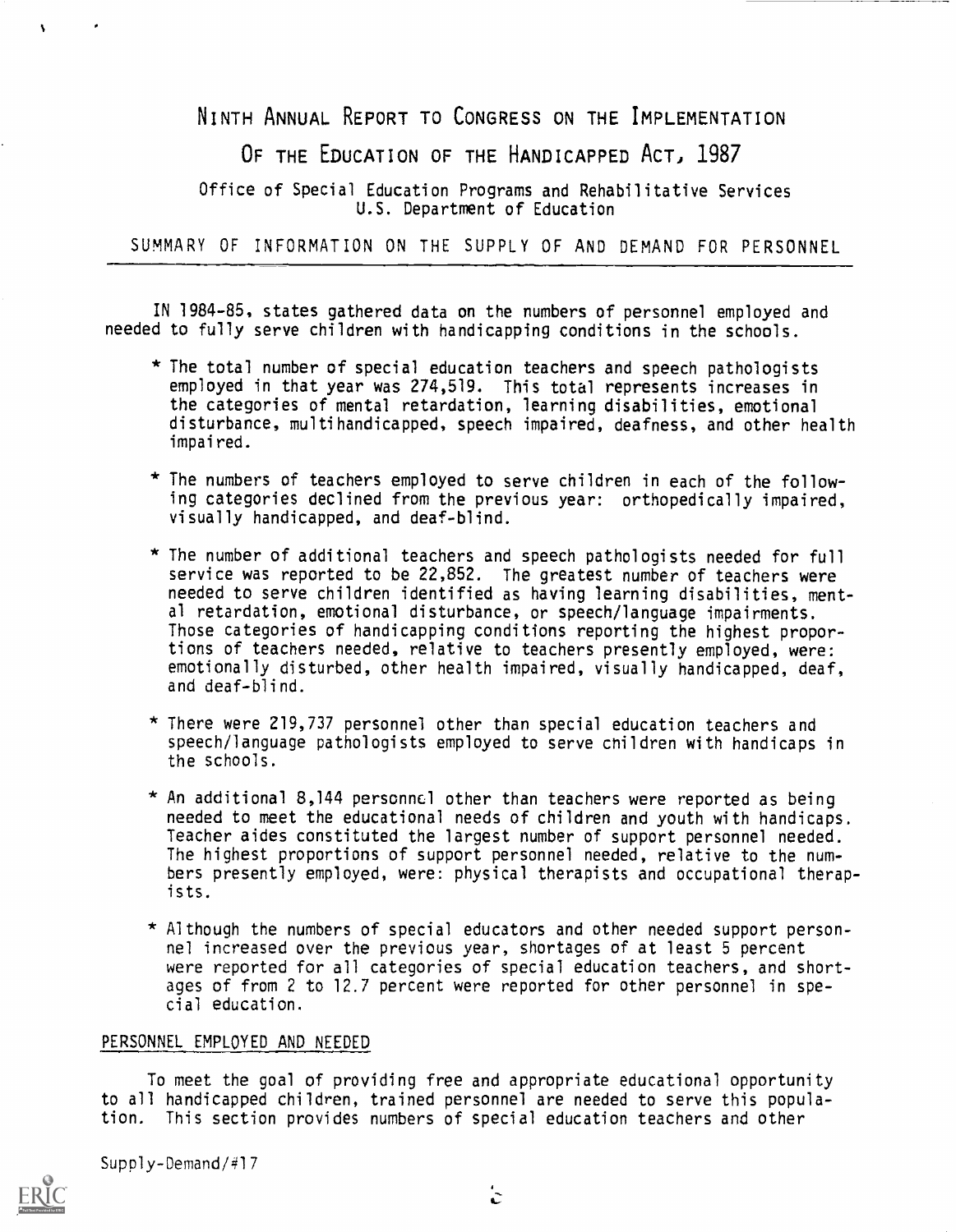# Ninth Annual Report to Congress on the Implementation Of the Education of the Handicapped Act, 1987

Office of Special Education Programs and Rehabilitative Services
U.S. Department of Education

## SUMMARY OF INFORMATION ON THE SUPPLY OF AND DEMAND FOR PERSONNEL

IN 1984-85, states gathered data on the numbers of personnel employed and needed to fully serve children with handicapping conditions in the schools.

* The total number of special education teachers and speech pathologists employed in that year was 274,519. This total represents increases in the categories of mental retardation, learning disabilities, emotional disturbance, multihandicapped, speech impaired, deafness, and other health impaired.

* The numbers of teachers employed to serve children in each of the following categories declined from the previous year: orthopedically impaired, visually handicapped, and deaf-blind.

* The number of additional teachers and speech pathologists needed for full service was reported to be 22,852. The greatest number of teachers were needed to serve children identified as having learning disabilities, mental retardation, emotional disturbance, or speech/language impairments. Those categories of handicapping conditions reporting the highest proportions of teachers needed, relative to teachers presently employed, were: emotionally disturbed, other health impaired, visually handicapped, deaf, and deaf-blind.

* There were 219,737 personnel other than special education teachers and speech/language pathologists employed to serve children with handicaps in the schools.

* An additional 8,144 personnel other than teachers were reported as being needed to meet the educational needs of children and youth with handicaps. Teacher aides constituted the largest number of support personnel needed. The highest proportions of support personnel needed, relative to the numbers presently employed, were: physical therapists and occupational therapists.

* Although the numbers of special educators and other needed support personnel increased over the previous year, shortages of at least 5 percent were reported for all categories of special education teachers, and shortages of from 2 to 12.7 percent were reported for other personnel in special education.

### PERSONNEL EMPLOYED AND NEEDED

To meet the goal of providing free and appropriate educational opportunity to all handicapped children, trained personnel are needed to serve this population. This section provides numbers of special education teachers and other

Supply-Demand/#17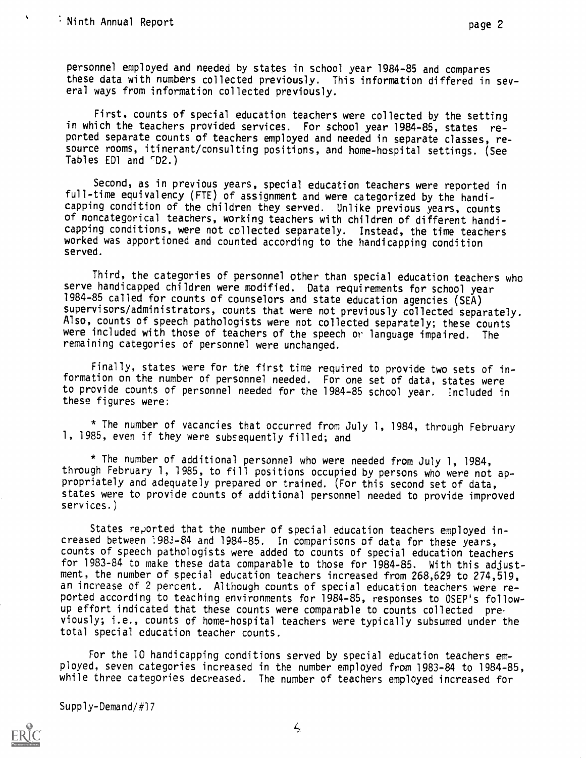personnel employed and needed by states in school year 1984-85 and compares these data with numbers collected previously. This information differed in several ways from information collected previously.

First, counts of special education teachers were collected by the setting in which the teachers provided services. For school year 1984-85, states reported separate counts of teachers employed and needed in separate classes, resource rooms, itinerant/consulting positions, and home-hospital settings. (See Tables ED1 and ED2.)

Second, as in previous years, special education teachers were reported in full-time equivalency (FTE) of assignment and were categorized by the handicapping condition of the children they served. Unlike previous years, counts of noncategorical teachers, working teachers with children of different handicapping conditions, were not collected separately. Instead, the time teachers worked was apportioned and counted according to the handicapping condition served.

Third, the categories of personnel other than special education teachers who serve handicapped children were modified. Data requirements for school year 1984-85 called for counts of counselors and state education agencies (SEA) supervisors/administrators, counts that were not previously collected separately. Also, counts of speech pathologists were not collected separately; these counts were included with those of teachers of the speech or language impaired. The remaining categories of personnel were unchanged.

Finally, states were for the first time required to provide two sets of information on the number of personnel needed. For one set of data, states were to provide counts of personnel needed for the 1984-85 school year. Included in these figures were:

* The number of vacancies that occurred from July 1, 1984, through February 1, 1985, even if they were subsequently filled; and

* The number of additional personnel who were needed from July 1, 1984, through February 1, 1985, to fill positions occupied by persons who were not appropriately and adequately prepared or trained. (For this second set of data, states were to provide counts of additional personnel needed to provide improved services.)

States reported that the number of special education teachers employed increased between 1983-84 and 1984-85. In comparisons of data for these years, counts of speech pathologists were added to counts of special education teachers for 1983-84 to make these data comparable to those for 1984-85. With this adjustment, the number of special education teachers increased from 268,629 to 274,519, an increase of 2 percent. Although counts of special education teachers were reported according to teaching environments for 1984-85, responses to OSEP's follow-up effort indicated that these counts were comparable to counts collected previously; i.e., counts of home-hospital teachers were typically subsumed under the total special education teacher counts.

For the 10 handicapping conditions served by special education teachers employed, seven categories increased in the number employed from 1983-84 to 1984-85, while three categories decreased. The number of teachers employed increased for

Supply-Demand/#17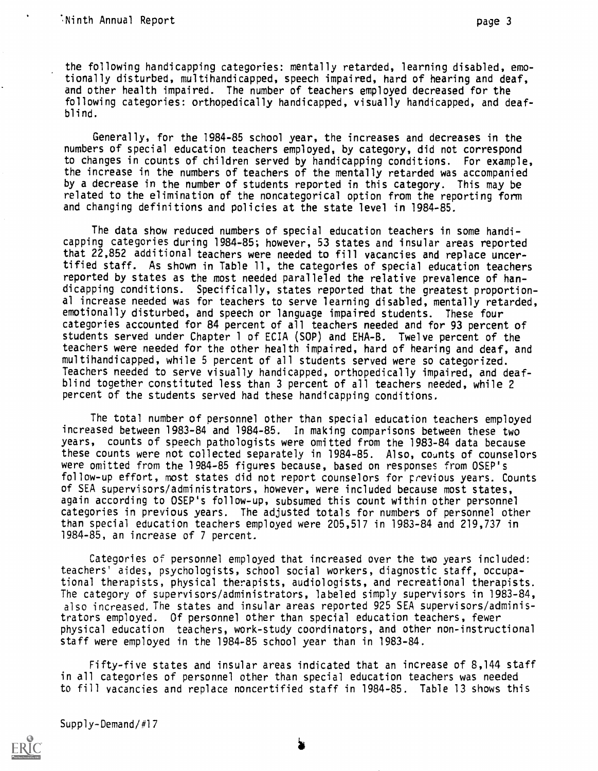the following handicapping categories: mentally retarded, learning disabled, emotionally disturbed, multihandicapped, speech impaired, hard of hearing and deaf, and other health impaired. The number of teachers employed decreased for the following categories: orthopedically handicapped, visually handicapped, and deaf-blind.

Generally, for the 1984-85 school year, the increases and decreases in the numbers of special education teachers employed, by category, did not correspond to changes in counts of children served by handicapping conditions. For example, the increase in the numbers of teachers of the mentally retarded was accompanied by a decrease in the number of students reported in this category. This may be related to the elimination of the noncategorical option from the reporting form and changing definitions and policies at the state level in 1984-85.

The data show reduced numbers of special education teachers in some handicapping categories during 1984-85; however, 53 states and insular areas reported that 22,852 additional teachers were needed to fill vacancies and replace uncertified staff. As shown in Table 11, the categories of special education teachers reported by states as the most needed paralleled the relative prevalence of handicapping conditions. Specifically, states reported that the greatest proportional increase needed was for teachers to serve learning disabled, mentally retarded, emotionally disturbed, and speech or language impaired students. These four categories accounted for 84 percent of all teachers needed and for 93 percent of students served under Chapter 1 of ECIA (SOP) and EHA-B. Twelve percent of the teachers were needed for the other health impaired, hard of hearing and deaf, and multihandicapped, while 5 percent of all students served were so categorized. Teachers needed to serve visually handicapped, orthopedically impaired, and deaf-blind together constituted less than 3 percent of all teachers needed, while 2 percent of the students served had these handicapping conditions.

The total number of personnel other than special education teachers employed increased between 1983-84 and 1984-85. In making comparisons between these two years, counts of speech pathologists were omitted from the 1983-84 data because these counts were not collected separately in 1984-85. Also, counts of counselors were omitted from the 1984-85 figures because, based on responses from OSEP's follow-up effort, most states did not report counselors for previous years. Counts of SEA supervisors/administrators, however, were included because most states, again according to OSEP's follow-up, subsumed this count within other personnel categories in previous years. The adjusted totals for numbers of personnel other than special education teachers employed were 205,517 in 1983-84 and 219,737 in 1984-85, an increase of 7 percent.

Categories of personnel employed that increased over the two years included: teachers' aides, psychologists, school social workers, diagnostic staff, occupational therapists, physical therapists, audiologists, and recreational therapists. The category of supervisors/administrators, labeled simply supervisors in 1983-84, also increased. The states and insular areas reported 925 SEA supervisors/administrators employed. Of personnel other than special education teachers, fewer physical education teachers, work-study coordinators, and other non-instructional staff were employed in the 1984-85 school year than in 1983-84.

Fifty-five states and insular areas indicated that an increase of 8,144 staff in all categories of personnel other than special education teachers was needed to fill vacancies and replace noncertified staff in 1984-85. Table 13 shows this

Supply-Demand/#17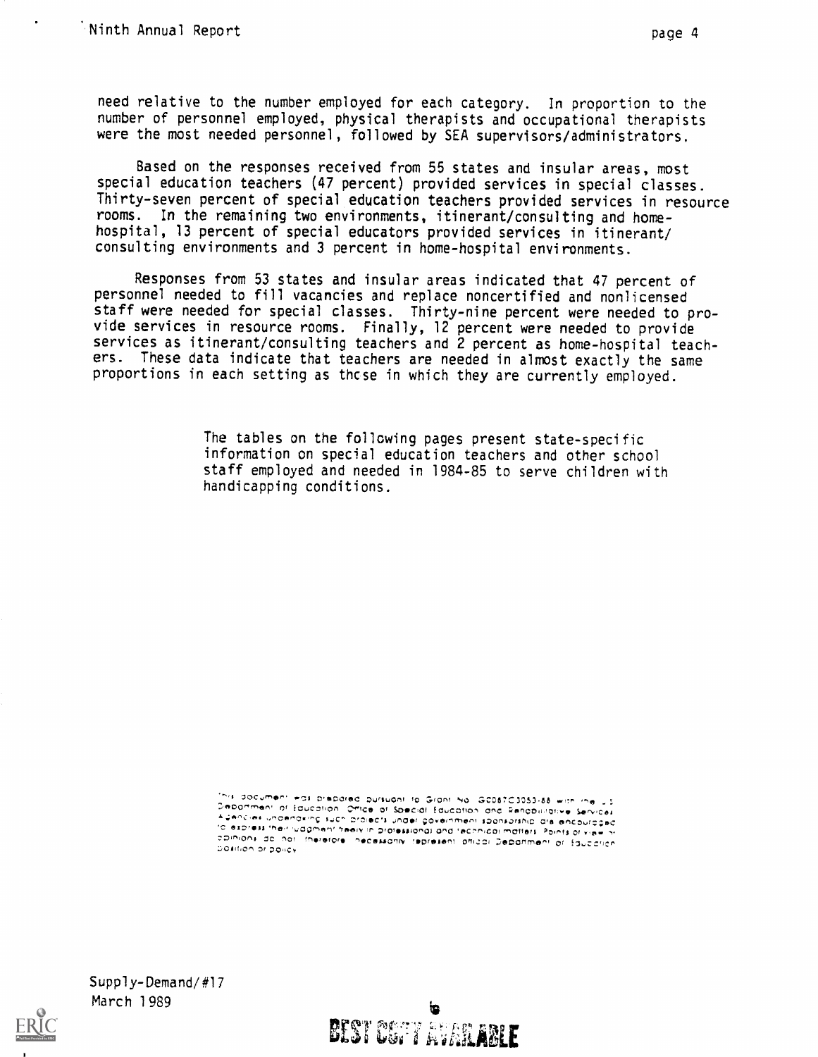need relative to the number employed for each category. In proportion to the number of personnel employed, physical therapists and occupational therapists were the most needed personnel, followed by SEA supervisors/administrators.

Based on the responses received from 55 states and insular areas, most special education teachers (47 percent) provided services in special classes. Thirty-seven percent of special education teachers provided services in resource rooms. In the remaining two environments, itinerant/consulting and home-hospital, 13 percent of special educators provided services in itinerant/consulting environments and 3 percent in home-hospital environments.

Responses from 53 states and insular areas indicated that 47 percent of personnel needed to fill vacancies and replace noncertified and nonlicensed staff were needed for special classes. Thirty-nine percent were needed to provide services in resource rooms. Finally, 12 percent were needed to provide services as itinerant/consulting teachers and 2 percent as home-hospital teachers. These data indicate that teachers are needed in almost exactly the same proportions in each setting as those in which they are currently employed.

The tables on the following pages present state-specific information on special education teachers and other school staff employed and needed in 1984-85 to serve children with handicapping conditions.

This document was prepared pursuant to Grant No. G0087C3053-88 with the U.S. Department of Education, Office of Special Education and Rehabilitative Services. Agencies undertaking such projects under government sponsorship are encouraged to express their judgment freely in professional and technical matters. Points of view or opinions do not, therefore, necessarily represent official Department of Education position or policy.

Supply-Demand/#17
March 1989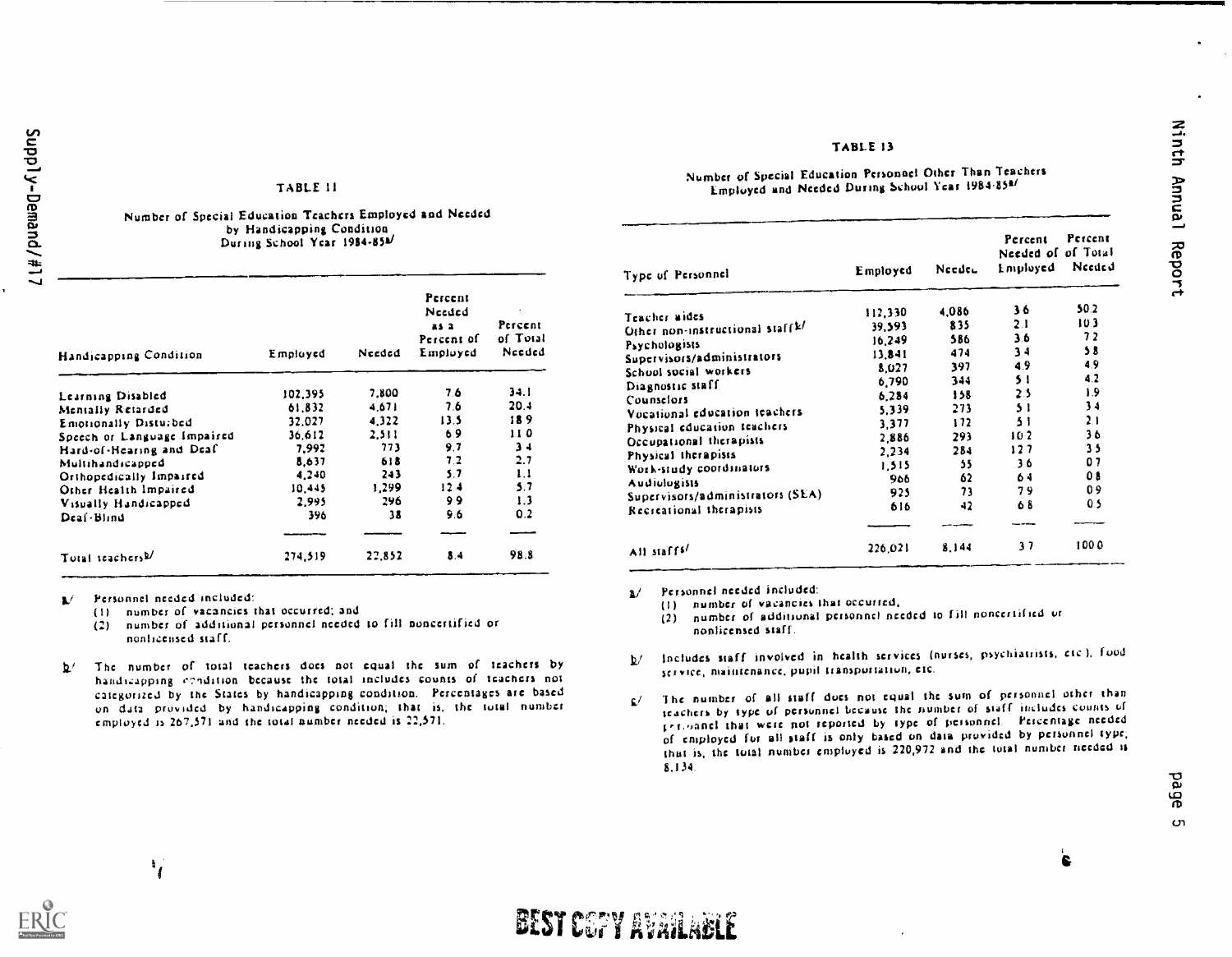TABLE 11

Number of Special Education Teachers Employed and Needed by Handicapping Condition During School Year 1984-85[a]

| Handicapping Condition | Employed | Needed | Percent Needed as a Percent of Employed | Percent of Total Needed |
|---|---|---|---|---|
| Learning Disabled | 102,395 | 7,800 | 7.6 | 34.1 |
| Mentally Retarded | 61,832 | 4,671 | 7.6 | 20.4 |
| Emotionally Disturbed | 32,027 | 4,322 | 13.5 | 18.9 |
| Speech or Language Impaired | 36,612 | 2,511 | 6.9 | 11.0 |
| Hard-of-Hearing and Deaf | 7,992 | 773 | 9.7 | 3.4 |
| Multihandicapped | 8,637 | 618 | 7.2 | 2.7 |
| Orthopedically Impaired | 4,240 | 243 | 5.7 | 1.1 |
| Other Health Impaired | 10,445 | 1,299 | 12.4 | 5.7 |
| Visually Handicapped | 2,995 | 296 | 9.9 | 1.3 |
| Deaf-Blind | 396 | 38 | 9.6 | 0.2 |
| Total teachers[b] | 274,519 | 22,852 | 8.4 | 98.8 |

a/ Personnel needed included:
(1) number of vacancies that occurred; and
(2) number of additional personnel needed to fill noncertified or nonlicensed staff.

b/ The number of total teachers does not equal the sum of teachers by handicapping condition because the total includes counts of teachers not categorized by the States by handicapping condition. Percentages are based on data provided by handicapping condition; that is, the total number employed is 267,571 and the total number needed is 22,571.

TABLE 13

Number of Special Education Personnel Other Than Teachers Employed and Needed During School Year 1984-85[a]

| Type of Personnel | Employed | Needed | Percent Needed of Employed | Percent of Total Needed |
|---|---|---|---|---|
| Teacher aides | 112,330 | 4,086 | 3.6 | 50.2 |
| Other non-instructional staff[b] | 39,593 | 835 | 2.1 | 10.3 |
| Psychologists | 16,249 | 586 | 3.6 | 7.2 |
| Supervisors/administrators | 13,841 | 474 | 3.4 | 5.8 |
| School social workers | 8,027 | 397 | 4.9 | 4.9 |
| Diagnostic staff | 6,790 | 344 | 5.1 | 4.2 |
| Counselors | 6,284 | 158 | 2.5 | 1.9 |
| Vocational education teachers | 5,339 | 273 | 5.1 | 3.4 |
| Physical education teachers | 3,377 | 172 | 5.1 | 2.1 |
| Occupational therapists | 2,886 | 293 | 10.2 | 3.6 |
| Physical therapists | 2,234 | 284 | 12.7 | 3.5 |
| Work-study coordinators | 1,515 | 55 | 3.6 | 0.7 |
| Audiologists | 966 | 62 | 6.4 | 0.8 |
| Supervisors/administrators (SEA) | 925 | 73 | 7.9 | 0.9 |
| Recreational therapists | 616 | 42 | 6.8 | 0.5 |
| All staffs[c] | 226,021 | 8,144 | 3.7 | 100.0 |

a/ Personnel needed included:
(1) number of vacancies that occurred,
(2) number of additional personnel needed to fill noncertified or nonlicensed staff.

b/ Includes staff involved in health services (nurses, psychiatrists, etc.), food service, maintenance, pupil transportation, etc.

c/ The number of all staff does not equal the sum of personnel other than teachers by type of personnel because the number of staff includes counts of personnel that were not reported by type of personnel. Percentage needed of employed for all staff is only based on data provided by personnel type, that is, the total number employed is 220,972 and the total number needed is 8,134.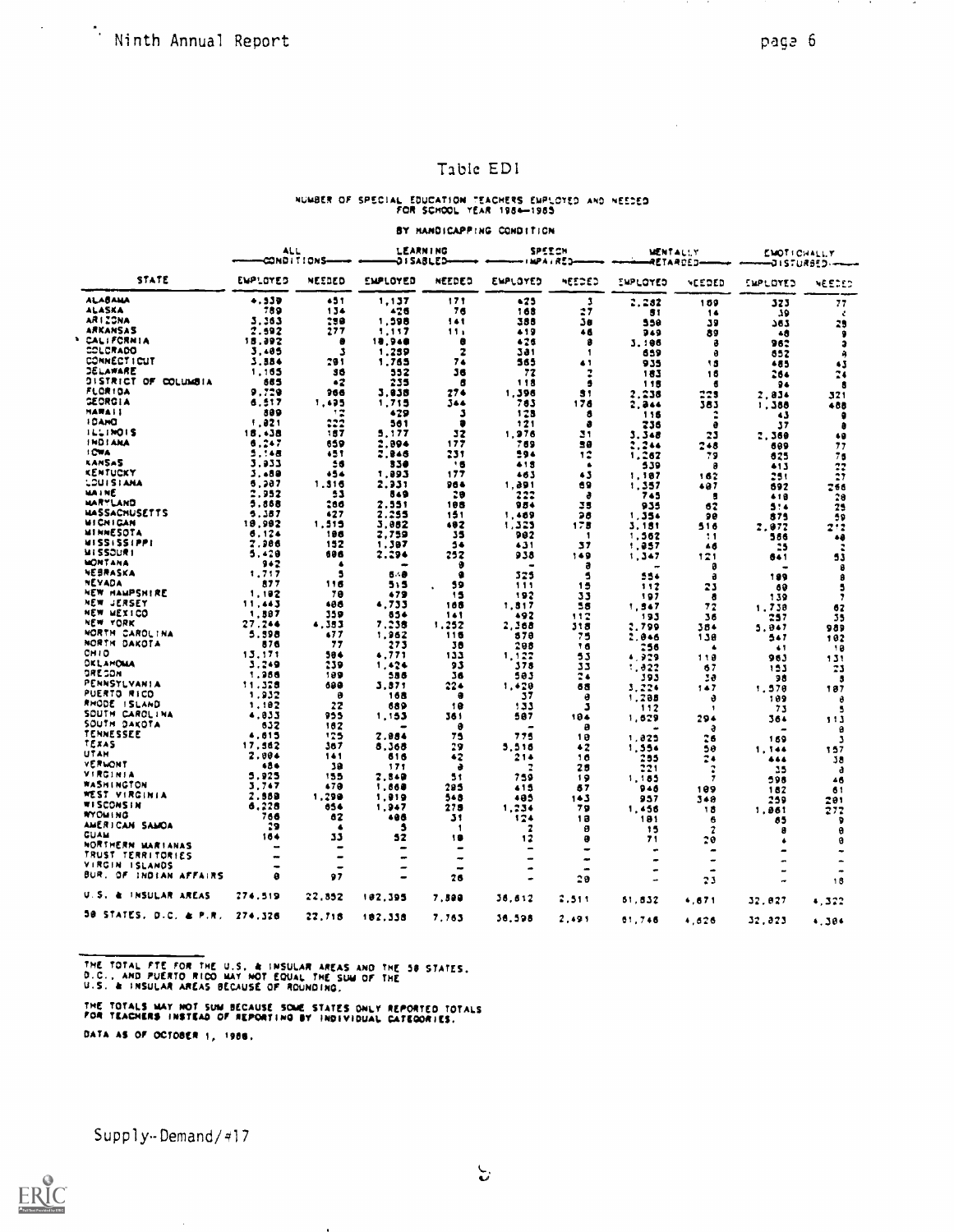# Table ED1

NUMBER OF SPECIAL EDUCATION TEACHERS EMPLOYED AND NEEDED FOR SCHOOL YEAR 1984—1985

BY HANDICAPPING CONDITION

| STATE | ALL CONDITIONS | | LEARNING DISABLED | | SPEECH IMPAIRED | | MENTALLY RETARDED | | EMOTIONALLY DISTURBED | |
|---|---|---|---|---|---|---|---|---|---|---|
| | EMPLOYED | NEEDED | EMPLOYED | NEEDED | EMPLOYED | NEEDED | EMPLOYED | NEEDED | EMPLOYED | NEEDED |
| ALABAMA | 4,339 | 451 | 1,137 | 171 | 425 | 3 | 2,282 | 169 | 323 | 77 |
| ALASKA | 789 | 134 | 426 | 76 | 168 | 27 | 81 | 14 | 39 | 4 |
| ARIZONA | 3,363 | 258 | 1,598 | 141 | 388 | 38 | 558 | 39 | 363 | 25 |
| ARKANSAS | 2,692 | 277 | 1,117 | 111 | 419 | 46 | 949 | 89 | 48 | 9 |
| CALIFORNIA | 18,892 | 8 | 18,948 | 8 | 426 | 8 | 3,186 | 8 | 962 | 3 |
| COLORADO | 3,485 | 3 | 1,259 | 2 | 381 | 1 | 659 | 8 | 652 | 4 |
| CONNECTICUT | 3,884 | 291 | 1,765 | 74 | 565 | 41 | 935 | 15 | 485 | 43 |
| DELAWARE | 1,165 | 36 | 352 | 36 | 72 | 2 | 183 | 16 | 264 | 24 |
| DISTRICT OF COLUMBIA | 665 | 42 | 235 | 8 | 118 | 5 | 118 | 6 | 94 | 8 |
| FLORIDA | 9,729 | 966 | 3,838 | 274 | 1,398 | 81 | 2,238 | 228 | 2,834 | 321 |
| GEORGIA | 6,517 | 1,495 | 1,715 | 344 | 783 | 178 | 2,844 | 383 | 1,388 | 488 |
| HAWAII | 889 | 12 | 429 | 3 | 128 | 8 | 116 | 2 | 43 | 9 |
| IDAHO | 1,821 | 222 | 561 | 8 | 121 | 8 | 236 | 8 | 37 | 8 |
| ILLINOIS | 18,438 | 187 | 5,177 | 32 | 1,976 | 31 | 3,348 | 23 | 2,388 | 49 |
| INDIANA | 6,247 | 659 | 2,894 | 177 | 769 | 58 | 2,244 | 248 | 689 | 77 |
| IOWA | 5,148 | 451 | 2,846 | 231 | 594 | 12 | 1,262 | 79 | 625 | 75 |
| KANSAS | 3,933 | 56 | 838 | 18 | 418 | 4 | 539 | 8 | 413 | 22 |
| KENTUCKY | 3,488 | 454 | 1,893 | 177 | 463 | 43 | 1,187 | 162 | 251 | 27 |
| LOUISIANA | 6,387 | 1,316 | 2,931 | 984 | 1,891 | 69 | 1,357 | 487 | 692 | 256 |
| MAINE | 2,952 | 53 | 849 | 29 | 222 | 8 | 745 | 5 | 418 | 28 |
| MARYLAND | 5,668 | 266 | 2,551 | 188 | 984 | 35 | 935 | 62 | 514 | 25 |
| MASSACHUSETTS | 5,387 | 427 | 2,255 | 151 | 1,469 | 98 | 1,354 | 98 | 675 | 59 |
| MICHIGAN | 19,982 | 1,515 | 3,882 | 482 | 1,325 | 178 | 3,181 | 516 | 2,972 | 212 |
| MINNESOTA | 6,124 | 186 | 2,759 | 35 | 982 | 1 | 1,562 | 11 | 566 | 48 |
| MISSISSIPPI | 2,986 | 152 | 1,387 | 54 | 431 | 37 | 1,857 | 46 | 25 | 2 |
| MISSOURI | 5,428 | 686 | 2,294 | 252 | 938 | 149 | 1,347 | 121 | 641 | 53 |
| MONTANA | 942 | 4 | - | 8 | - | 8 | - | 8 | - | 8 |
| NEBRASKA | 1,717 | 5 | 648 | 8 | 325 | 5 | 554 | 8 | 189 | 8 |
| NEVADA | 877 | 116 | 515 | 59 | 111 | 15 | 112 | 23 | 69 | 5 |
| NEW HAMPSHIRE | 1,182 | 78 | 479 | 15 | 192 | 33 | 197 | 8 | 139 | 7 |
| NEW JERSEY | 11,443 | 486 | 4,733 | 166 | 1,817 | 56 | 1,947 | 72 | 1,738 | 62 |
| NEW MEXICO | 1,887 | 359 | 854 | 141 | 492 | 112 | 193 | 36 | 257 | 35 |
| NEW YORK | 27,244 | 4,383 | 7,238 | 1,252 | 2,368 | 318 | 2,799 | 384 | 5,947 | 989 |
| NORTH CAROLINA | 5,598 | 477 | 1,962 | 116 | 878 | 75 | 2,846 | 138 | 547 | 102 |
| NORTH DAKOTA | 876 | 77 | 273 | 38 | 288 | 16 | 256 | 4 | 41 | 18 |
| OHIO | 13,171 | 584 | 4,771 | 133 | 1,127 | 53 | 4,929 | 118 | 963 | 131 |
| OKLAHOMA | 3,249 | 239 | 1,424 | 93 | 378 | 33 | 1,822 | 67 | 153 | 23 |
| OREGON | 1,986 | 189 | 586 | 36 | 583 | 24 | 393 | 38 | 98 | 8 |
| PENNSYLVANIA | 11,328 | 688 | 3,871 | 224 | 1,428 | 68 | 3,224 | 147 | 1,578 | 187 |
| PUERTO RICO | 1,932 | 8 | 168 | 8 | 37 | 8 | 1,288 | 8 | 189 | 8 |
| RHODE ISLAND | 1,182 | 22 | 689 | 18 | 133 | 3 | 112 | 1 | 73 | 5 |
| SOUTH CAROLINA | 4,833 | 955 | 1,153 | 361 | 587 | 184 | 1,629 | 294 | 364 | 113 |
| SOUTH DAKOTA | 632 | 182 | - | 8 | - | 8 | - | 8 | - | 8 |
| TENNESSEE | 4,615 | 125 | 2,884 | 75 | 775 | 18 | 1,825 | 26 | 169 | 3 |
| TEXAS | 17,862 | 367 | 8,368 | 29 | 5,518 | 42 | 1,554 | 58 | 1,144 | 157 |
| UTAH | 2,894 | 141 | 616 | 42 | 214 | 16 | 255 | 24 | 444 | 38 |
| VERMONT | 484 | 38 | 171 | 8 | 2 | 28 | 221 | 2 | 35 | 8 |
| VIRGINIA | 5,925 | 155 | 2,849 | 51 | 759 | 19 | 1,185 | 7 | 598 | 46 |
| WASHINGTON | 3,747 | 478 | 1,668 | 285 | 415 | 67 | 948 | 189 | 182 | 61 |
| WEST VIRGINIA | 2,888 | 1,298 | 1,819 | 548 | 485 | 143 | 957 | 348 | 259 | 281 |
| WISCONSIN | 6,228 | 654 | 1,947 | 278 | 1,234 | 79 | 1,456 | 18 | 1,861 | 272 |
| WYOMING | 766 | 62 | 486 | 31 | 124 | 18 | 181 | 6 | 65 | 9 |
| AMERICAN SAMOA | 29 | 4 | 3 | 1 | 2 | 8 | 15 | 2 | 8 | 8 |
| GUAM | 164 | 33 | 52 | 18 | 12 | 8 | 71 | 28 | 4 | 8 |
| NORTHERN MARIANAS | - | - | - | - | - | - | - | - | - | - |
| TRUST TERRITORIES | - | - | - | - | - | - | - | - | - | - |
| VIRGIN ISLANDS | - | - | - | - | - | - | - | - | - | - |
| BUR. OF INDIAN AFFAIRS | 8 | 97 | - | 26 | - | 28 | - | 23 | - | 18 |
| U.S. & INSULAR AREAS | 274,519 | 22,852 | 102,395 | 7,899 | 36,612 | 2,511 | 61,832 | 4,671 | 32,827 | 4,322 |
| 50 STATES, D.C. & P.R. | 274,326 | 22,718 | 102,338 | 7,763 | 36,598 | 2,491 | 61,746 | 4,626 | 32,823 | 4,304 |

THE TOTAL FTE FOR THE U.S. & INSULAR AREAS AND THE 50 STATES, D.C., AND PUERTO RICO MAY NOT EQUAL THE SUM OF THE U.S. & INSULAR AREAS BECAUSE OF ROUNDING.

THE TOTALS MAY NOT SUM BECAUSE SOME STATES ONLY REPORTED TOTALS FOR TEACHERS INSTEAD OF REPORTING BY INDIVIDUAL CATEGORIES.

DATA AS OF OCTOBER 1, 1986.

Supply-Demand/#17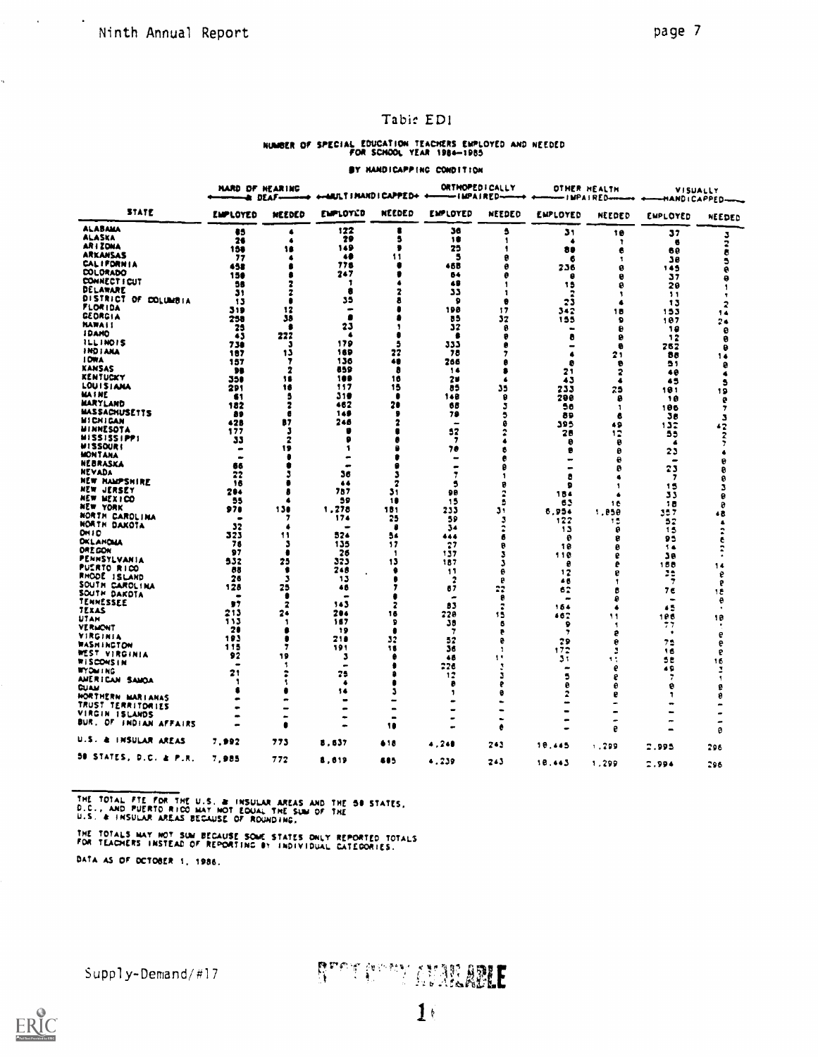# Table ED1

NUMBER OF SPECIAL EDUCATION TEACHERS EMPLOYED AND NEEDED FOR SCHOOL YEAR 1984-1985

BY HANDICAPPING CONDITION

| STATE | HARD OF HEARING & DEAF EMPLOYED | HARD OF HEARING & DEAF NEEDED | MULTIHANDICAPPED EMPLOYED | MULTIHANDICAPPED NEEDED | ORTHOPEDICALLY IMPAIRED EMPLOYED | ORTHOPEDICALLY IMPAIRED NEEDED | OTHER HEALTH IMPAIRED EMPLOYED | OTHER HEALTH IMPAIRED NEEDED | VISUALLY HANDICAPPED EMPLOYED | VISUALLY HANDICAPPED NEEDED |
|---|---|---|---|---|---|---|---|---|---|---|
| ALABAMA | 85 | 4 | 122 | 8 | 36 | 5 | 31 | 10 | 37 | 3 |
| ALASKA | 26 | 4 | 29 | 5 | 10 | 1 | 4 | 1 | 6 | 2 |
| ARIZONA | 150 | 18 | 149 | 9 | 25 | 1 | 80 | 6 | 60 | 8 |
| ARKANSAS | 77 | 4 | 40 | 11 | 5 | 0 | 6 | 1 | 38 | 5 |
| CALIFORNIA | 458 | 8 | 776 | 0 | 468 | 0 | 236 | 0 | 145 | 0 |
| COLORADO | 150 | 8 | 247 | 0 | 64 | 0 | 0 | 0 | 37 | 0 |
| CONNECTICUT | 56 | 2 | 1 | 4 | 40 | 1 | 15 | 0 | 20 | 1 |
| DELAWARE | 31 | 2 | 8 | 2 | 33 | 1 | 2 | 1 | 11 | 1 |
| DISTRICT OF COLUMBIA | 13 | 0 | 35 | 8 | 9 | 0 | 23 | 4 | 13 | 2 |
| FLORIDA | 319 | 12 | - | 0 | 198 | 17 | 342 | 18 | 153 | 14 |
| GEORGIA | 258 | 38 | 8 | 0 | 85 | 32 | 155 | 9 | 107 | 24 |
| HAWAII | 25 | 8 | 23 | 1 | 32 | 0 | - | 0 | 10 | 0 |
| IDAHO | 43 | 222 | 4 | 8 | 8 | 0 | 8 | 0 | 12 | 0 |
| ILLINOIS | 738 | 3 | 179 | 5 | 333 | 0 | - | 0 | 262 | 0 |
| INDIANA | 187 | 13 | 169 | 22 | 78 | 7 | 4 | 21 | 88 | 14 |
| IOWA | 157 | 7 | 136 | 48 | 266 | 0 | 0 | 0 | 51 | 0 |
| KANSAS | 98 | 2 | 859 | 8 | 14 | 0 | 21 | 2 | 40 | 4 |
| KENTUCKY | 350 | 18 | 100 | 16 | 20 | 4 | 43 | 4 | 45 | 5 |
| LOUISIANA | 291 | 16 | 117 | 15 | 85 | 35 | 233 | 25 | 101 | 19 |
| MAINE | 61 | 5 | 310 | 0 | 140 | 0 | 200 | 0 | 10 | 0 |
| MARYLAND | 182 | 2 | 462 | 28 | 68 | 3 | 56 | 1 | 106 | 7 |
| MASSACHUSETTS | 89 | 6 | 140 | 9 | 78 | 5 | 89 | 6 | 38 | 3 |
| MICHIGAN | 428 | 87 | 246 | 2 | - | 0 | 395 | 49 | 132 | 42 |
| MINNESOTA | 177 | 3 | 0 | 8 | 52 | 2 | 28 | 12 | 55 | 2 |
| MISSISSIPPI | 33 | 2 | 0 | 0 | 7 | 4 | 0 | 0 | 4 | 7 |
| MISSOURI | - | 19 | 1 | 0 | 70 | 6 | 0 | 0 | 23 | 4 |
| MONTANA | - | 0 | - | 0 | - | 0 | - | 0 | - | 0 |
| NEBRASKA | 66 | 0 | - | 0 | - | 0 | - | 0 | 23 | 0 |
| NEVADA | 22 | 3 | 36 | 3 | 7 | 1 | 8 | 4 | 7 | 0 |
| NEW HAMPSHIRE | 16 | 0 | 44 | 2 | 5 | 0 | 9 | 1 | 15 | 3 |
| NEW JERSEY | 294 | 8 | 757 | 31 | 98 | 2 | 184 | 4 | 33 | 0 |
| NEW MEXICO | 55 | 4 | 59 | 10 | 15 | 5 | 63 | 16 | 10 | 0 |
| NEW YORK | 970 | 130 | 1,278 | 181 | 233 | 31 | 6,954 | 1,050 | 357 | 48 |
| NORTH CAROLINA | - | 7 | 174 | 25 | 59 | 3 | 122 | 12 | 52 | 4 |
| NORTH DAKOTA | 32 | 4 | - | 0 | 34 | 2 | 13 | 0 | 15 | 2 |
| OHIO | 323 | 11 | 524 | 54 | 444 | 6 | 0 | 0 | 95 | 6 |
| OKLAHOMA | 76 | 3 | 135 | 17 | 27 | 0 | 10 | 0 | 14 | 2 |
| OREGON | 97 | 0 | 26 | 1 | 137 | 3 | 110 | 0 | 30 | - |
| PENNSYLVANIA | 532 | 25 | 323 | 13 | 187 | 3 | 0 | 0 | 160 | 14 |
| PUERTO RICO | 88 | 0 | 248 | 0 | 11 | 0 | 12 | 0 | 32 | 0 |
| RHODE ISLAND | 26 | 3 | 13 | 0 | 2 | 0 | 46 | 1 | 7 | 0 |
| SOUTH CAROLINA | 128 | 25 | 46 | 7 | 67 | 22 | 62 | 8 | 76 | 15 |
| SOUTH DAKOTA | - | 0 | - | 0 | - | 0 | - | 0 | - | 0 |
| TENNESSEE | 97 | 2 | 143 | 2 | 83 | 2 | 164 | 4 | 45 | - |
| TEXAS | 213 | 24 | 284 | 16 | 228 | 15 | 462 | 11 | 186 | 10 |
| UTAH | 113 | 1 | 167 | 9 | 38 | 6 | 9 | 1 | 77 | - |
| VERMONT | 28 | 0 | 19 | 0 | 7 | 0 | 7 | 0 | - | 0 |
| VIRGINIA | 193 | 0 | 218 | 32 | 52 | 0 | 29 | 0 | 75 | 0 |
| WASHINGTON | 115 | 7 | 191 | 18 | 38 | 1 | 172 | 3 | 16 | 0 |
| WEST VIRGINIA | 92 | 19 | 3 | 0 | 48 | 11 | 31 | 11 | 58 | 16 |
| WISCONSIN | - | 1 | - | 0 | 226 | 3 | - | 0 | 49 | 3 |
| WYOMING | 21 | 2 | 25 | 0 | 12 | 3 | 5 | 0 | 7 | 1 |
| AMERICAN SAMOA | 1 | 1 | 4 | 0 | 8 | 0 | 0 | 0 | 0 | 0 |
| GUAM | 6 | 0 | 14 | 3 | 1 | 0 | 2 | 0 | 1 | 0 |
| NORTHERN MARIANAS | - | - | - | - | - | - | - | - | - | - |
| TRUST TERRITORIES | - | - | - | - | - | - | - | - | - | - |
| VIRGIN ISLANDS | - | - | - | - | - | - | - | - | - | - |
| BUR. OF INDIAN AFFAIRS | - | 0 | - | 10 | - | 0 | - | 0 | - | 0 |
| U.S. & INSULAR AREAS | 7,992 | 773 | 8,637 | 618 | 4,248 | 243 | 10,445 | 1,299 | 2,995 | 296 |
| 50 STATES, D.C. & P.R. | 7,985 | 772 | 8,619 | 605 | 4,239 | 243 | 10,443 | 1,299 | 2,994 | 296 |

THE TOTAL FTE FOR THE U.S. & INSULAR AREAS AND THE 50 STATES, D.C., AND PUERTO RICO MAY NOT EQUAL THE SUM OF THE U.S. & INSULAR AREAS BECAUSE OF ROUNDING.

THE TOTALS MAY NOT SUM BECAUSE SOME STATES ONLY REPORTED TOTALS FOR TEACHERS INSTEAD OF REPORTING BY INDIVIDUAL CATEGORIES.

DATA AS OF OCTOBER 1, 1986.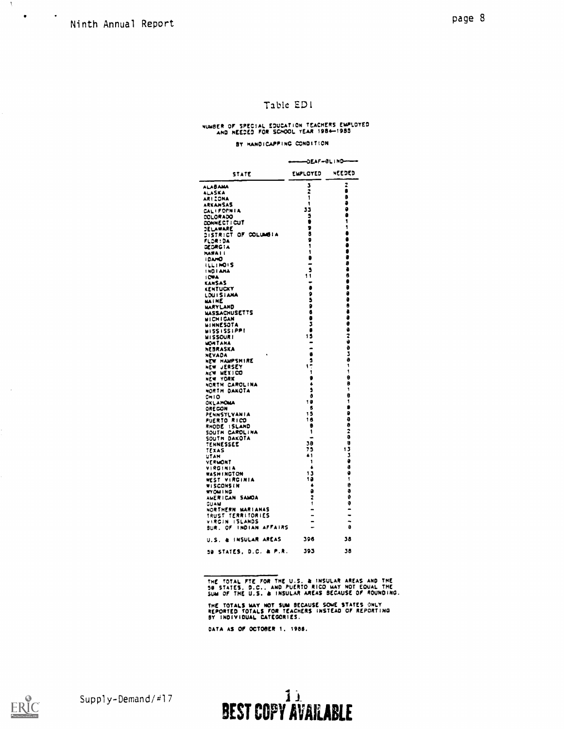Table ED1

NUMBER OF SPECIAL EDUCATION TEACHERS EMPLOYED AND NEEDED FOR SCHOOL YEAR 1984-1985

BY HANDICAPPING CONDITION

| STATE | DEAF-BLIND EMPLOYED | DEAF-BLIND NEEDED |
|---|---|---|
| ALABAMA | 3 | 2 |
| ALASKA | 2 | 0 |
| ARIZONA | 1 | 0 |
| ARKANSAS | 1 | 0 |
| CALIFORNIA | 33 | 0 |
| COLORADO | 5 | 0 |
| CONNECTICUT | 0 | 1 |
| DELAWARE | 9 | 1 |
| DISTRICT OF COLUMBIA | 8 | 0 |
| FLORIDA | 9 | 0 |
| GEORGIA | 1 | 0 |
| HAWAII | 1 | 0 |
| IDAHO | 0 | 0 |
| ILLINOIS | - | 0 |
| INDIANA | 5 | 0 |
| IOWA | 11 | 0 |
| KANSAS | - | 0 |
| KENTUCKY | 0 | 0 |
| LOUISIANA | 9 | 0 |
| MAINE | 5 | 0 |
| MARYLAND | 9 | 0 |
| MASSACHUSETTS | 6 | 0 |
| MICHIGAN | 0 | 0 |
| MINNESOTA | 3 | 0 |
| MISSISSIPPI | 0 | 0 |
| MISSOURI | 15 | 2 |
| MONTANA | - | 0 |
| NEBRASKA | - | 0 |
| NEVADA | 8 | 3 |
| NEW HAMPSHIRE | 3 | 0 |
| NEW JERSEY | 17 | 1 |
| NEW MEXICO | 1 | 1 |
| NEW YORK | 9 | 0 |
| NORTH CAROLINA | 4 | 0 |
| NORTH DAKOTA | 5 | 1 |
| OHIO | 8 | 0 |
| OKLAHOMA | 19 | 1 |
| OREGON | 6 | 0 |
| PENNSYLVANIA | 15 | 0 |
| PUERTO RICO | 16 | 0 |
| RHODE ISLAND | 0 | 0 |
| SOUTH CAROLINA | 1 | 2 |
| SOUTH DAKOTA | - | 0 |
| TENNESSEE | 38 | 0 |
| TEXAS | 75 | 13 |
| UTAH | 41 | 3 |
| VERMONT | 1 | 0 |
| VIRGINIA | 4 | 0 |
| WASHINGTON | 13 | 0 |
| WEST VIRGINIA | 10 | 1 |
| WISCONSIN | 4 | 0 |
| WYOMING | 0 | 0 |
| AMERICAN SAMOA | 2 | 0 |
| GUAM | 1 | 0 |
| NORTHERN MARIANAS | - | - |
| TRUST TERRITORIES | - | - |
| VIRGIN ISLANDS | - | - |
| BUR. OF INDIAN AFFAIRS | - | 0 |
| U.S. & INSULAR AREAS | 396 | 38 |
| 50 STATES, D.C. & P.R. | 393 | 38 |

THE TOTAL FTE FOR THE U.S. & INSULAR AREAS AND THE 50 STATES, D.C., AND PUERTO RICO MAY NOT EQUAL THE SUM OF THE U.S. & INSULAR AREAS BECAUSE OF ROUNDING.

THE TOTALS MAY NOT SUM BECAUSE SOME STATES ONLY REPORTED TOTALS FOR TEACHERS INSTEAD OF REPORTING BY INDIVIDUAL CATEGORIES.

DATA AS OF OCTOBER 1, 1986.

Supply-Demand/#17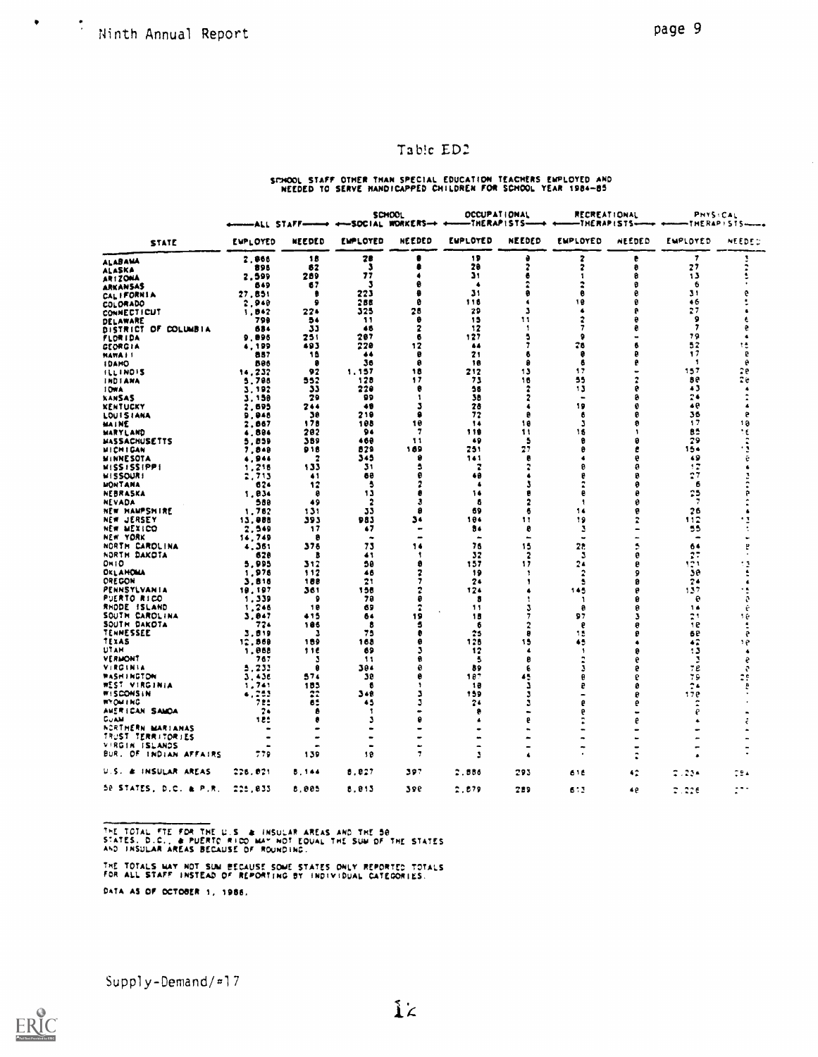# Table ED2

SCHOOL STAFF OTHER THAN SPECIAL EDUCATION TEACHERS EMPLOYED AND NEEDED TO SERVE HANDICAPPED CHILDREN FOR SCHOOL YEAR 1984-85

| STATE | ALL STAFF | | SCHOOL SOCIAL WORKERS | | OCCUPATIONAL THERAPISTS | | RECREATIONAL THERAPISTS | | PHYSICAL THERAPISTS | |
|---|---|---|---|---|---|---|---|---|---|---|
| | EMPLOYED | NEEDED | EMPLOYED | NEEDED | EMPLOYED | NEEDED | EMPLOYED | NEEDED | EMPLOYED | NEEDED |
| ALABAMA | 2,866 | 18 | 28 | 8 | 19 | 0 | 2 | 0 | 7 | 3 |
| ALASKA | 898 | 62 | 3 | 8 | 28 | 2 | 2 | 0 | 27 | 2 |
| ARIZONA | 2,599 | 289 | 77 | 4 | 31 | 8 | 1 | 0 | 13 | 5 |
| ARKANSAS | 849 | 67 | 3 | 0 | 4 | 2 | 2 | 0 | 6 | . |
| CALIFORNIA | 27,851 | 0 | 223 | 0 | 31 | 0 | 0 | 0 | 31 | 0 |
| COLORADO | 2,940 | 9 | 288 | 0 | 116 | 4 | 10 | 0 | 46 | 5 |
| CONNECTICUT | 1,842 | 224 | 325 | 28 | 29 | 3 | 4 | 0 | 27 | 4 |
| DELAWARE | 798 | 54 | 11 | 0 | 15 | 11 | 2 | 0 | 9 | 6 |
| DISTRICT OF COLUMBIA | 684 | 33 | 46 | 2 | 12 | 1 | 7 | 0 | 7 | 0 |
| FLORIDA | 9,896 | 251 | 287 | 6 | 127 | 5 | 9 | - | 79 | 4 |
| GEORGIA | 4,199 | 493 | 228 | 12 | 44 | 7 | 28 | 6 | 52 | 12 |
| HAWAII | 887 | 15 | 44 | 0 | 21 | 6 | 0 | 0 | 17 | 0 |
| IDAHO | 806 | 0 | 36 | 0 | 10 | 0 | 6 | 0 | 1 | 0 |
| ILLINOIS | 14,232 | 92 | 1,157 | 18 | 212 | 13 | 17 | - | 157 | 20 |
| INDIANA | 5,798 | 552 | 128 | 17 | 73 | 16 | 55 | 2 | 80 | 20 |
| IOWA | 3,192 | 33 | 220 | 0 | 56 | 2 | 13 | 0 | 43 | 4 |
| KANSAS | 3,150 | 29 | 99 | 1 | 38 | 2 | - | 0 | 24 | 2 |
| KENTUCKY | 2,695 | 244 | 49 | 3 | 28 | 4 | 19 | 0 | 40 | 4 |
| LOUISIANA | 9,046 | 38 | 219 | 0 | 72 | 0 | 6 | 0 | 36 | 0 |
| MAINE | 2,867 | 178 | 108 | 10 | 14 | 10 | 3 | 0 | 17 | 10 |
| MARYLAND | 4,884 | 282 | 94 | 7 | 110 | 11 | 16 | 1 | 85 | 16 |
| MASSACHUSETTS | 5,859 | 389 | 460 | 11 | 49 | 5 | 0 | 0 | 29 | 2 |
| MICHIGAN | 7,840 | 918 | 829 | 189 | 251 | 27 | 0 | 0 | 154 | 13 |
| MINNESOTA | 4,944 | 2 | 345 | 0 | 141 | 0 | 4 | 0 | 49 | 0 |
| MISSISSIPPI | 1,216 | 133 | 31 | 5 | 2 | 2 | 0 | 0 | 12 | 4 |
| MISSOURI | 2,713 | 41 | 68 | 0 | 40 | 4 | 0 | 0 | 27 | 3 |
| MONTANA | 624 | 12 | 5 | 2 | 4 | 3 | 2 | 0 | 6 | 2 |
| NEBRASKA | 1,834 | 8 | 13 | 8 | 14 | 8 | 0 | 0 | 25 | 0 |
| NEVADA | 588 | 49 | 2 | 3 | 6 | 2 | 1 | 0 | 7 | 2 |
| NEW HAMPSHIRE | 1,762 | 131 | 33 | 8 | 69 | 6 | 14 | 0 | 26 | 4 |
| NEW JERSEY | 13,088 | 393 | 983 | 34 | 104 | 11 | 19 | 2 | 112 | 13 |
| NEW MEXICO | 2,549 | 17 | 67 | - | 84 | 0 | 3 | - | 55 | 1 |
| NEW YORK | 14,749 | 0 | - | - | - | - | - | - | - | - |
| NORTH CAROLINA | 4,361 | 376 | 73 | 14 | 76 | 15 | 28 | 5 | 64 | 0 |
| NORTH DAKOTA | 628 | 8 | 41 | 1 | 32 | 2 | 3 | 0 | 27 | . |
| OHIO | 5,995 | 312 | 58 | 0 | 157 | 17 | 24 | 0 | 121 | 13 |
| OKLAHOMA | 1,978 | 112 | 46 | 2 | 19 | 1 | 2 | 9 | 30 | 5 |
| OREGON | 3,818 | 188 | 21 | 7 | 24 | 1 | 5 | 0 | 24 | 4 |
| PENNSYLVANIA | 10,197 | 361 | 156 | 2 | 124 | 4 | 145 | 0 | 137 | 15 |
| PUERTO RICO | 1,339 | 9 | 79 | 0 | 8 | 1 | 1 | 0 | 0 | 0 |
| RHODE ISLAND | 1,246 | 10 | 69 | 2 | 11 | 3 | 0 | 0 | 14 | 0 |
| SOUTH CAROLINA | 3,847 | 415 | 64 | 19 | 18 | 7 | 97 | 3 | 21 | 10 |
| SOUTH DAKOTA | 724 | 186 | 8 | 5 | 6 | 2 | 0 | 0 | 10 | 5 |
| TENNESSEE | 3,819 | 3 | 75 | 0 | 25 | 0 | 15 | 0 | 60 | 0 |
| TEXAS | 12,868 | 189 | 168 | 0 | 128 | 15 | 45 | 4 | 42 | 10 |
| UTAH | 1,088 | 116 | 69 | 3 | 12 | 4 | 1 | 0 | 13 | 4 |
| VERMONT | 767 | 3 | 11 | 0 | 5 | 0 | 2 | 0 | 3 | 0 |
| VIRGINIA | 5,233 | 0 | 304 | 0 | 89 | 6 | 3 | 0 | 70 | 0 |
| WASHINGTON | 3,436 | 574 | 30 | 0 | 187 | 45 | 0 | 0 | 79 | 25 |
| WEST VIRGINIA | 1,741 | 185 | 6 | 1 | 18 | 3 | 0 | 0 | 24 | 0 |
| WISCONSIN | 4,253 | 22 | 348 | 3 | 159 | 3 | - | 0 | 170 | . |
| WYOMING | 785 | 65 | 45 | 3 | 24 | 3 | 0 | 0 | 2 | . |
| AMERICAN SAMOA | 24 | 0 | 1 | - | 0 | - | 0 | - | 0 | - |
| GUAM | 185 | 0 | 3 | 0 | 4 | 0 | 2 | 0 | 4 | 2 |
| NORTHERN MARIANAS | - | - | - | - | - | - | - | - | - | - |
| TRUST TERRITORIES | - | - | - | - | - | - | - | - | - | - |
| VIRGIN ISLANDS | - | - | - | - | - | - | - | - | - | - |
| BUR. OF INDIAN AFFAIRS | 779 | 139 | 10 | 7 | 3 | 4 | . | 2 | 4 | - |
| U.S. & INSULAR AREAS | 226,021 | 8,144 | 8,027 | 397 | 2,886 | 293 | 616 | 42 | 2,234 | 284 |
| 50 STATES, D.C. & P.R. | 225,033 | 8,005 | 8,013 | 390 | 2,879 | 289 | 613 | 40 | 2,226 | 2?? |

THE TOTAL FTE FOR THE U.S. & INSULAR AREAS AND THE 50 STATES, D.C., & PUERTO RICO MAY NOT EQUAL THE SUM OF THE STATES AND INSULAR AREAS BECAUSE OF ROUNDING.

THE TOTALS MAY NOT SUM BECAUSE SOME STATES ONLY REPORTED TOTALS FOR ALL STAFF INSTEAD OF REPORTING BY INDIVIDUAL CATEGORIES.

DATA AS OF OCTOBER 1, 1986.

Supply-Demand/#17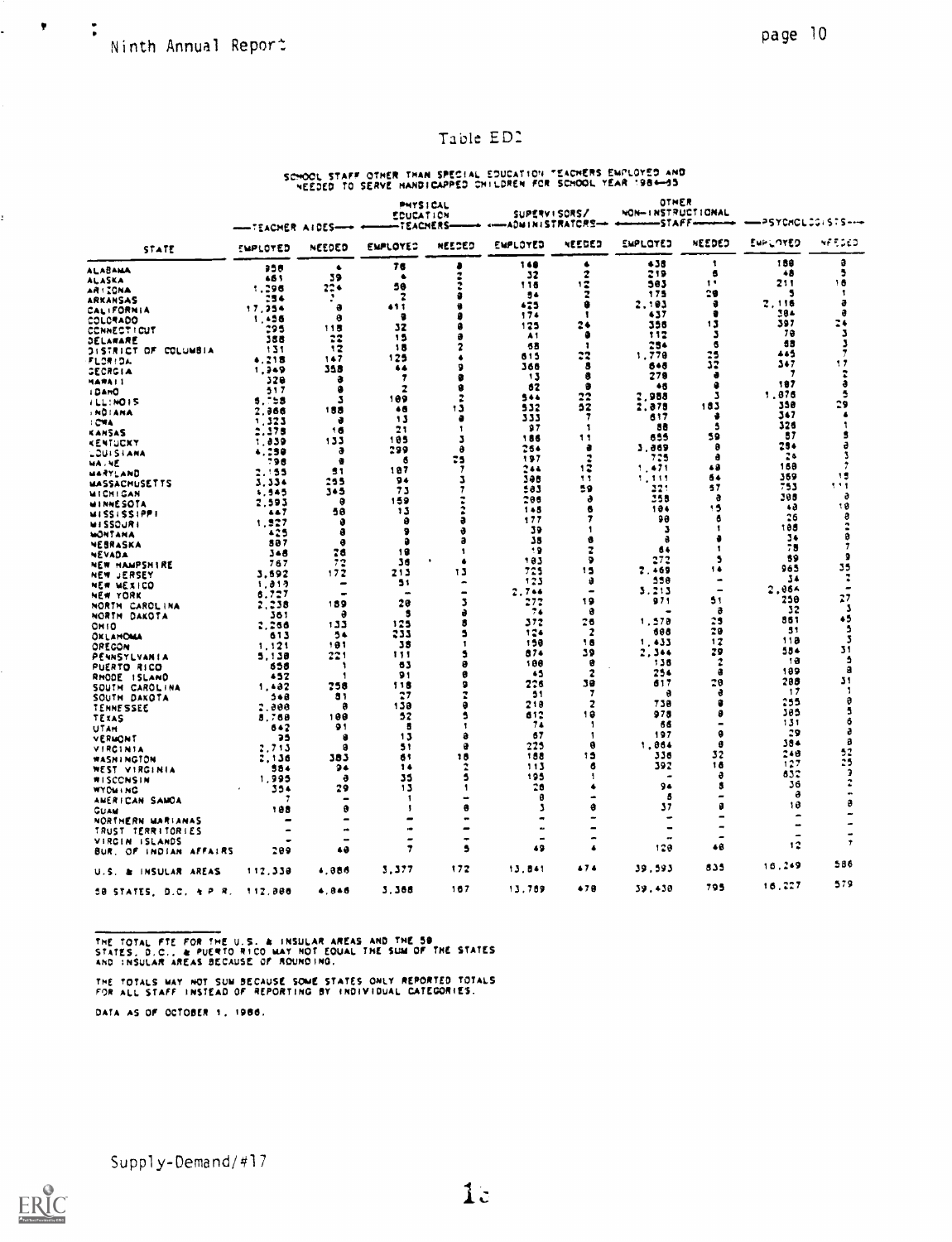# Table ED2

SCHOOL STAFF OTHER THAN SPECIAL EDUCATION TEACHERS EMPLOYED AND NEEDED TO SERVE HANDICAPPED CHILDREN FOR SCHOOL YEAR 1984-85

| STATE | TEACHER AIDES | | PHYSICAL EDUCATION TEACHERS | | SUPERVISORS/ ADMINISTRATORS | | OTHER NON-INSTRUCTIONAL STAFF | | PSYCHOLOGISTS | |
|---|---|---|---|---|---|---|---|---|---|---|
| | EMPLOYED | NEEDED | EMPLOYED | NEEDED | EMPLOYED | NEEDED | EMPLOYED | NEEDED | EMPLOYED | NEEDED |
| ALABAMA | 958 | 4 | 76 | 8 | 148 | 4 | 438 | 1 | 188 | 8 |
| ALASKA | 461 | 39 | 4 | 2 | 32 | 2 | 219 | 6 | 48 | 5 |
| ARIZONA | 1,298 | 224 | 58 | 2 | 116 | 12 | 503 | 11 | 211 | 16 |
| ARKANSAS | 284 | 3 | 2 | 8 | 94 | 2 | 175 | 29 | 5 | 1 |
| CALIFORNIA | 17,354 | 8 | 411 | 8 | 425 | 8 | 2,103 | 8 | 2,116 | 8 |
| COLORADO | 1,456 | 8 | 8 | 8 | 174 | 1 | 437 | 8 | 384 | 8 |
| CONNECTICUT | 295 | 118 | 32 | 8 | 125 | 24 | 358 | 13 | 397 | 24 |
| DELAWARE | 388 | 22 | 15 | 8 | 41 | 8 | 112 | 3 | 78 | 3 |
| DISTRICT OF COLUMBIA | 131 | 12 | 18 | 2 | 68 | 1 | 284 | 6 | 68 | 3 |
| FLORIDA | 4,218 | 167 | 125 | 4 | 615 | 22 | 1,770 | 25 | 445 | 7 |
| GEORGIA | 1,349 | 358 | 44 | 9 | 368 | 8 | 648 | 32 | 347 | 17 |
| HAWAII | 328 | 8 | 7 | 8 | 13 | 8 | 278 | 8 | 7 | 2 |
| IDAHO | 517 | 8 | 2 | 8 | 62 | 8 | 46 | 8 | 187 | 8 |
| ILLINOIS | 5,758 | 3 | 109 | 2 | 544 | 22 | 2,988 | 3 | 1,076 | 5 |
| INDIANA | 2,866 | 188 | 46 | 13 | 532 | 52 | 2,878 | 183 | 358 | 29 |
| IOWA | 1,323 | 8 | 13 | 8 | 333 | 7 | 617 | 8 | 347 | 4 |
| KANSAS | 2,378 | 16 | 21 | 1 | 97 | 1 | 88 | 5 | 326 | 1 |
| KENTUCKY | 1,839 | 133 | 185 | 3 | 186 | 11 | 655 | 59 | 87 | 5 |
| LOUISIANA | 4,298 | 8 | 299 | 8 | 264 | 8 | 3,869 | 8 | 294 | 8 |
| MAINE | 798 | 8 | 6 | 25 | 197 | 2 | 725 | 8 | 24 | 3 |
| MARYLAND | 2,155 | 51 | 187 | 7 | 244 | 12 | 1,471 | 48 | 168 | 7 |
| MASSACHUSETTS | 3,334 | 295 | 94 | 3 | 308 | 11 | 1,111 | 64 | 369 | 15 |
| MICHIGAN | 4,945 | 345 | 73 | 7 | 593 | 59 | 321 | 57 | 753 | 111 |
| MINNESOTA | 2,593 | 8 | 159 | 2 | 298 | 8 | 358 | 8 | 308 | 8 |
| MISSISSIPPI | 447 | 58 | 13 | 2 | 145 | 6 | 104 | 15 | 48 | 18 |
| MISSOURI | 1,527 | 8 | 8 | 8 | 177 | 7 | 90 | 6 | 26 | 8 |
| MONTANA | 425 | 8 | 8 | 8 | 39 | 1 | 3 | 1 | 188 | 2 |
| NEBRASKA | 887 | 8 | 8 | 8 | 38 | 8 | 8 | 8 | 34 | 8 |
| NEVADA | 348 | 26 | 18 | 1 | 19 | 2 | 64 | 1 | 78 | 7 |
| NEW HAMPSHIRE | 767 | 72 | 36 | 4 | 103 | 9 | 272 | 5 | 89 | 9 |
| NEW JERSEY | 3,692 | 172 | 213 | 13 | 725 | 15 | 2,469 | 14 | 965 | 35 |
| NEW MEXICO | 1,819 | - | 51 | - | 123 | 8 | 558 | - | 34 | 2 |
| NEW YORK | 6,727 | - | - | - | 2,744 | - | 3,213 | - | 2,064 | - |
| NORTH CAROLINA | 2,238 | 189 | 28 | 3 | 272 | 19 | 971 | 51 | 258 | 27 |
| NORTH DAKOTA | 361 | 8 | 5 | 8 | 74 | 8 | - | 8 | 32 | 3 |
| OHIO | 2,266 | 133 | 125 | 6 | 372 | 26 | 1,578 | 25 | 861 | 45 |
| OKLAHOMA | 613 | 54 | 233 | 5 | 124 | 2 | 666 | 29 | 51 | 5 |
| OREGON | 1,121 | 101 | 38 | 1 | 158 | 16 | 1,433 | 12 | 118 | 3 |
| PENNSYLVANIA | 5,138 | 221 | 111 | 5 | 874 | 39 | 2,344 | 29 | 584 | 31 |
| PUERTO RICO | 656 | 1 | 63 | 8 | 108 | 8 | 138 | 2 | 18 | 5 |
| RHODE ISLAND | 452 | 1 | 91 | 8 | 45 | 2 | 254 | 8 | 189 | 8 |
| SOUTH CAROLINA | 1,482 | 258 | 118 | 9 | 226 | 38 | 617 | 28 | 288 | 31 |
| SOUTH DAKOTA | 548 | 81 | 27 | 2 | 51 | 7 | 8 | 8 | 17 | 1 |
| TENNESSEE | 2,808 | 8 | 138 | 8 | 218 | 2 | 738 | 8 | 255 | 8 |
| TEXAS | 8,768 | 109 | 52 | 5 | 612 | 18 | 978 | 8 | 385 | 5 |
| UTAH | 642 | 91 | 8 | 1 | 74 | 1 | 66 | - | 131 | 6 |
| VERMONT | 95 | 8 | 13 | 8 | 67 | 1 | 197 | 8 | 29 | 8 |
| VIRGINIA | 2,713 | 8 | 51 | 8 | 225 | 8 | 1,864 | 8 | 384 | 8 |
| WASHINGTON | 2,136 | 383 | 61 | 16 | 188 | 15 | 336 | 32 | 248 | 52 |
| WEST VIRGINIA | 984 | 94 | 14 | 2 | 113 | 6 | 392 | 16 | 127 | 25 |
| WISCONSIN | 1,995 | 8 | 35 | 5 | 195 | 1 | - | 8 | 632 | 3 |
| WYOMING | 354 | 29 | 13 | 1 | 26 | 4 | 94 | 5 | 36 | 2 |
| AMERICAN SAMOA | 7 | - | 1 | - | 8 | - | 5 | - | 8 | - |
| GUAM | 108 | 8 | 1 | 8 | 3 | 8 | 37 | 8 | 18 | 8 |
| NORTHERN MARIANAS | - | - | - | - | - | - | - | - | - | - |
| TRUST TERRITORIES | - | - | - | - | - | - | - | - | - | - |
| VIRGIN ISLANDS | - | - | - | - | - | - | - | - | - | - |
| BUR. OF INDIAN AFFAIRS | 289 | 40 | 7 | 5 | 49 | 4 | 120 | 40 | 12 | 7 |
| U.S. & INSULAR AREAS | 112,338 | 4,886 | 3,377 | 172 | 13,841 | 474 | 39,593 | 835 | 16,249 | 586 |
| 50 STATES, D.C. & P.R. | 112,888 | 4,846 | 3,368 | 167 | 13,789 | 470 | 39,430 | 795 | 16,227 | 579 |

THE TOTAL FTE FOR THE U.S. & INSULAR AREAS AND THE 50 STATES, D.C., & PUERTO RICO MAY NOT EQUAL THE SUM OF THE STATES AND INSULAR AREAS BECAUSE OF ROUNDING.

THE TOTALS MAY NOT SUM BECAUSE SOME STATES ONLY REPORTED TOTALS FOR ALL STAFF INSTEAD OF REPORTING BY INDIVIDUAL CATEGORIES.

DATA AS OF OCTOBER 1, 1986.

Supply-Demand/#17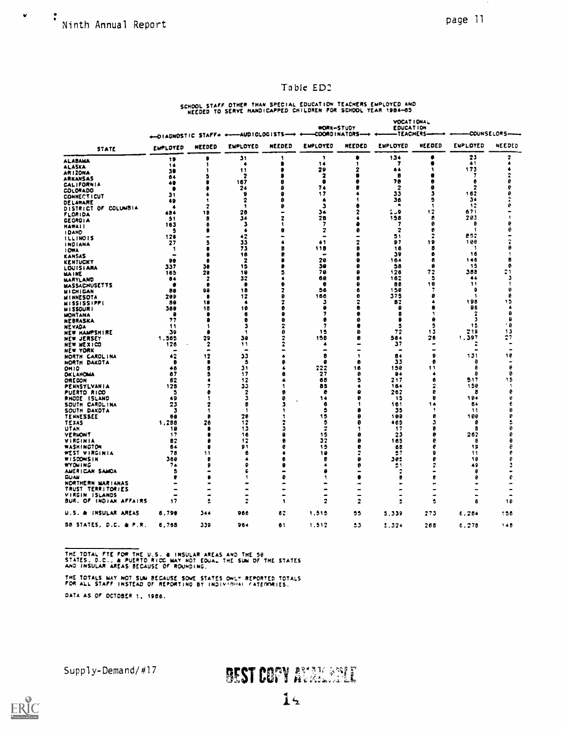# Table ED2

SCHOOL STAFF OTHER THAN SPECIAL EDUCATION TEACHERS EMPLOYED AND NEEDED TO SERVE HANDICAPPED CHILDREN FOR SCHOOL YEAR 1984-85

| STATE | DIAGNOSTIC STAFF | | AUDIOLOGISTS | | WORK-STUDY COORDINATORS | | VOCATIONAL EDUCATION TEACHERS | | COUNSELORS | |
|---|---|---|---|---|---|---|---|---|---|---|
| | EMPLOYED | NEEDED | EMPLOYED | NEEDED | EMPLOYED | NEEDED | EMPLOYED | NEEDED | EMPLOYED | NEEDED |
| ALABAMA | 19 | 8 | 31 | 1 | 1 | 0 | 134 | 0 | 23 | 2 |
| ALASKA | 14 | 1 | 4 | 8 | 14 | 1 | 7 | 0 | 41 | 4 |
| ARIZONA | 38 | 1 | 11 | 0 | 29 | 2 | 44 | 1 | 173 | 4 |
| ARKANSAS | 64 | 5 | 2 | 8 | 2 | 8 | 8 | 0 | 7 | 2 |
| CALIFORNIA | 40 | 0 | 167 | 8 | 0 | 0 | 78 | 0 | 0 | 0 |
| COLORADO | 0 | 0 | 24 | 0 | 74 | 8 | 2 | 0 | 2 | 0 |
| CONNECTICUT | 31 | 4 | 9 | 0 | 17 | 4 | 33 | 3 | 162 | 0 |
| DELAWARE | 49 | 1 | 2 | 0 | 4 | 1 | 36 | 5 | 34 | 2 |
| DISTRICT OF COLUMBIA | 4 | 2 | 1 | 0 | 3 | 0 | 4 | 1 | 12 | 0 |
| FLORIDA | 484 | 18 | 28 | - | 34 | 2 | 119 | 12 | 671 | - |
| GEORGIA | 51 | 8 | 34 | 2 | 28 | 4 | 158 | 8 | 203 | 1 |
| HAWAII | 163 | 0 | 3 | 1 | 7 | 0 | 7 | 0 | 0 | 0 |
| IDAHO | 5 | 0 | 4 | 0 | 2 | 0 | 2 | 0 | 1 | 0 |
| ILLINOIS | 126 | - | 42 | - | - | - | 51 | 2 | 852 | - |
| INDIANA | 27 | 5 | 33 | 4 | 41 | 2 | 97 | 19 | 100 | 2 |
| IOWA | 1 | 0 | 73 | 8 | 118 | 8 | 16 | 8 | 1 | 0 |
| KANSAS | - | 0 | 16 | 0 | - | 0 | 39 | 0 | 16 | 1 |
| KENTUCKY | 99 | 6 | 2 | 8 | 20 | 0 | 164 | 6 | 146 | 8 |
| LOUISIANA | 337 | 38 | 15 | 8 | 38 | 8 | 58 | 0 | 15 | 0 |
| MAINE | 165 | 29 | 18 | 5 | 78 | 8 | 126 | 72 | 388 | 21 |
| MARYLAND | 84 | 2 | 32 | 4 | 68 | 0 | 162 | 5 | 44 | 3 |
| MASSACHUSETTS | 0 | 0 | 0 | 0 | 0 | 0 | 88 | 10 | 11 | 1 |
| MICHIGAN | 88 | 98 | 18 | 2 | 56 | 6 | 158 | 7 | 0 | 0 |
| MINNESOTA | 289 | 0 | 12 | 0 | 166 | 0 | 375 | 0 | 1 | 0 |
| MISSISSIPPI | 89 | 10 | 4 | 2 | 3 | 2 | 82 | 4 | 198 | 15 |
| MISSOURI | 369 | 18 | 19 | 0 | 0 | 0 | 0 | 0 | 95 | 4 |
| MONTANA | 0 | 0 | 6 | 0 | 7 | 0 | 5 | 1 | 2 | 0 |
| NEBRASKA | 77 | 0 | 8 | 0 | 8 | 0 | 8 | 0 | 3 | 0 |
| NEVADA | 11 | 1 | 3 | 2 | 7 | 0 | 5 | 5 | 15 | 8 |
| NEW HAMPSHIRE | 39 | 0 | 1 | 0 | 15 | 0 | 72 | 13 | 219 | 13 |
| NEW JERSEY | 1,565 | 29 | 39 | 2 | 158 | 0 | 584 | 26 | 1,397 | 27 |
| NEW MEXICO | 126 | 2 | 11 | 2 | 4 | - | 37 | - | 2 | - |
| NEW YORK | - | - | - | - | - | - | - | - | - | - |
| NORTH CAROLINA | 42 | 12 | 33 | 4 | 8 | 1 | 84 | 9 | 131 | 18 |
| NORTH DAKOTA | 0 | 8 | 5 | 0 | 0 | 0 | 33 | 0 | 0 | - |
| OHIO | 46 | 8 | 31 | 4 | 222 | 16 | 158 | 11 | 0 | 0 |
| OKLAHOMA | 67 | 5 | 17 | 0 | 27 | 0 | 94 | 4 | 0 | 0 |
| OREGON | 62 | 4 | 12 | 4 | 68 | 5 | 217 | 6 | 517 | 15 |
| PENNSYLVANIA | 128 | 7 | 33 | 1 | 85 | 4 | 164 | 2 | 150 | 1 |
| PUERTO RICO | 5 | 0 | 2 | 0 | 0 | 0 | 262 | 0 | 8 | 0 |
| RHODE ISLAND | 49 | 1 | 3 | 0 | 14 | 0 | 15 | 0 | 184 | 0 |
| SOUTH CAROLINA | 23 | 2 | 8 | 3 | 6 | 1 | 161 | 14 | 64 | 6 |
| SOUTH DAKOTA | 3 | 1 | 1 | 1 | 5 | 0 | 35 | 1 | 11 | 0 |
| TENNESSEE | 69 | 8 | 28 | 1 | 15 | 0 | 109 | 8 | 100 | 0 |
| TEXAS | 1,288 | 28 | 12 | 2 | 5 | 0 | 465 | 3 | 0 | 5 |
| UTAH | 19 | 8 | 13 | 3 | 2 | 1 | 17 | 8 | 8 | 0 |
| VERMONT | 17 | 0 | 16 | 0 | 15 | 0 | 23 | 0 | 262 | 0 |
| VIRGINIA | 82 | 0 | 12 | 0 | 32 | 0 | 165 | 0 | 0 | 0 |
| WASHINGTON | 64 | 0 | 91 | 0 | 15 | 0 | 68 | 0 | 19 | 0 |
| WEST VIRGINIA | 78 | 11 | 6 | 4 | 19 | 2 | 57 | 9 | 11 | 0 |
| WISCONSIN | 369 | 0 | 4 | 0 | 0 | 0 | 305 | 0 | 19 | 0 |
| WYOMING | 74 | 9 | 9 | 0 | 4 | 0 | 51 | 2 | 49 | 3 |
| AMERICAN SAMOA | 5 | - | 6 | - | 0 | - | 2 | - | 0 | - |
| GUAM | 0 | 0 | 1 | 0 | 1 | 0 | 8 | 0 | 0 | 0 |
| NORTHERN MARIANAS | - | - | - | - | - | - | - | - | - | - |
| TRUST TERRITORIES | - | - | - | - | - | - | - | - | - | - |
| VIRGIN ISLANDS | - | - | - | - | - | - | - | - | - | - |
| BUR. OF INDIAN AFFAIRS | 17 | 5 | 2 | 1 | 2 | 2 | 5 | 5 | 6 | 10 |
| U.S. & INSULAR AREAS | 6,799 | 344 | 966 | 62 | 1,515 | 55 | 5,339 | 273 | 6,284 | 158 |
| 50 STATES, D.C. & P.R. | 6,768 | 339 | 964 | 61 | 1,512 | 53 | 5,324 | 268 | 6,278 | 148 |

THE TOTAL FTE FOR THE U.S. & INSULAR AREAS AND THE 50 STATES, D.C., & PUERTO RICO MAY NOT EQUAL THE SUM OF THE STATES AND INSULAR AREAS BECAUSE OF ROUNDING.

THE TOTALS MAY NOT SUM BECAUSE SOME STATES ONLY REPORTED TOTALS FOR ALL STAFF INSTEAD OF REPORTING BY INDIVIDUAL CATEGORIES.

DATA AS OF OCTOBER 1, 1986.

Supply-Demand/#17

BEST COPY AVAILABLE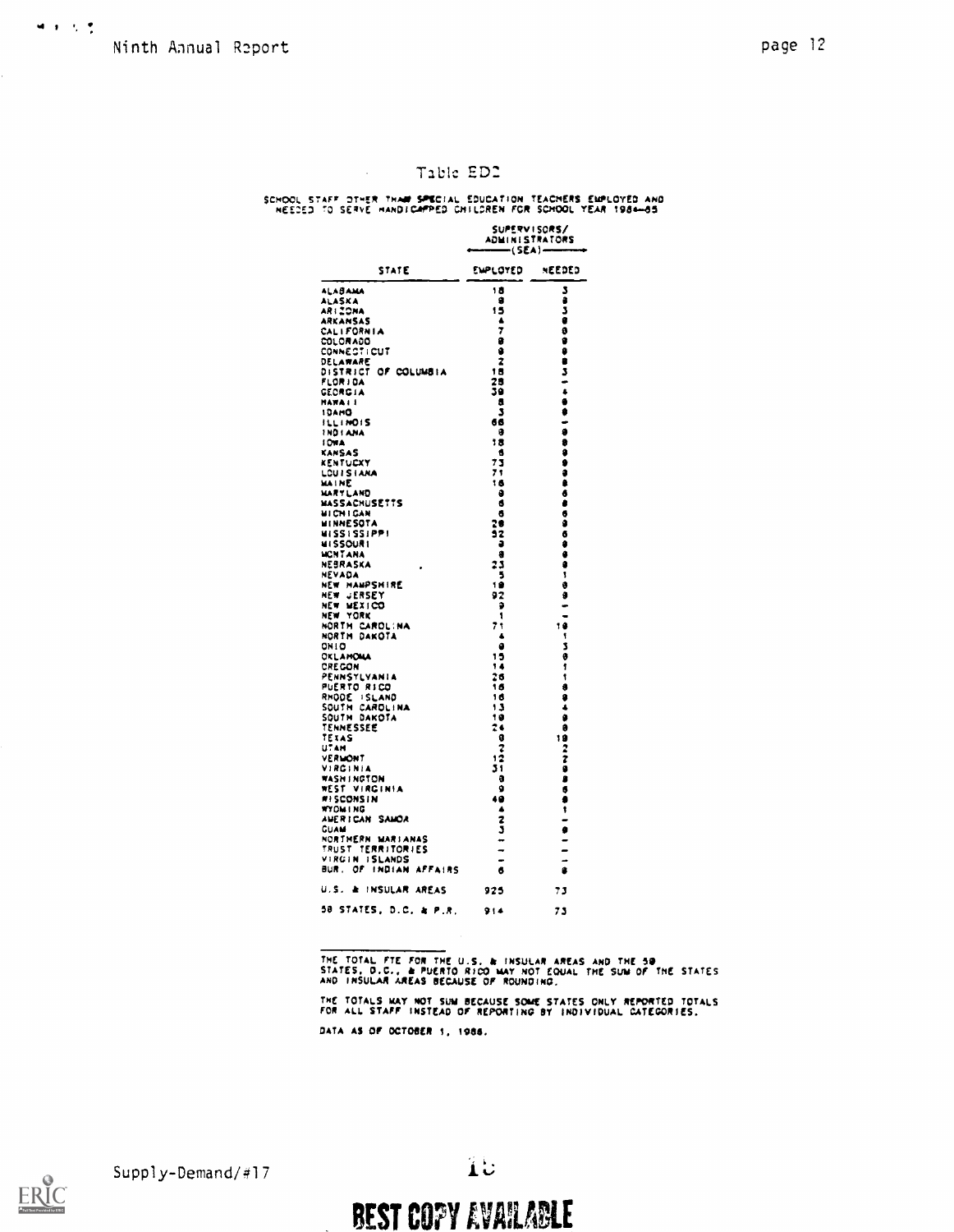Table ED2

SCHOOL STAFF OTHER THAN SPECIAL EDUCATION TEACHERS EMPLOYED AND NEEDED TO SERVE HANDICAPPED CHILDREN FOR SCHOOL YEAR 1984-85

| | SUPERVISORS/ ADMINISTRATORS (SEA) | |
|---|---|---|
| STATE | EMPLOYED | NEEDED |
| ALABAMA | 18 | 3 |
| ALASKA | 8 | 8 |
| ARIZONA | 15 | 3 |
| ARKANSAS | 4 | 8 |
| CALIFORNIA | 7 | 0 |
| COLORADO | 8 | 8 |
| CONNECTICUT | 8 | 8 |
| DELAWARE | 2 | 8 |
| DISTRICT OF COLUMBIA | 18 | 3 |
| FLORIDA | 28 | - |
| GEORGIA | 38 | 4 |
| HAWAII | 8 | 8 |
| IDAHO | 3 | 8 |
| ILLINOIS | 66 | - |
| INDIANA | 8 | 8 |
| IOWA | 18 | 8 |
| KANSAS | 6 | 8 |
| KENTUCKY | 73 | 8 |
| LOUISIANA | 71 | 8 |
| MAINE | 16 | 8 |
| MARYLAND | 8 | 6 |
| MASSACHUSETTS | 6 | 8 |
| MICHIGAN | 6 | 6 |
| MINNESOTA | 28 | 8 |
| MISSISSIPPI | 32 | 6 |
| MISSOURI | 8 | 8 |
| MONTANA | 8 | 8 |
| NEBRASKA | 23 | 8 |
| NEVADA | 5 | 1 |
| NEW HAMPSHIRE | 18 | 8 |
| NEW JERSEY | 92 | 8 |
| NEW MEXICO | 9 | - |
| NEW YORK | 1 | - |
| NORTH CAROLINA | 71 | 18 |
| NORTH DAKOTA | 4 | 1 |
| OHIO | 8 | 3 |
| OKLAHOMA | 15 | 8 |
| OREGON | 14 | 1 |
| PENNSYLVANIA | 26 | 1 |
| PUERTO RICO | 16 | 8 |
| RHODE ISLAND | 16 | 8 |
| SOUTH CAROLINA | 13 | 4 |
| SOUTH DAKOTA | 18 | 8 |
| TENNESSEE | 24 | 8 |
| TEXAS | 8 | 18 |
| UTAH | 2 | 2 |
| VERMONT | 12 | 2 |
| VIRGINIA | 31 | 8 |
| WASHINGTON | 8 | 8 |
| WEST VIRGINIA | 9 | 6 |
| WISCONSIN | 48 | 8 |
| WYOMING | 4 | 1 |
| AMERICAN SAMOA | 2 | - |
| GUAM | 3 | 8 |
| NORTHERN MARIANAS | - | - |
| TRUST TERRITORIES | - | - |
| VIRGIN ISLANDS | - | - |
| BUR. OF INDIAN AFFAIRS | 6 | 8 |
| U.S. & INSULAR AREAS | 925 | 73 |
| 50 STATES, D.C., & P.R. | 914 | 73 |

THE TOTAL FTE FOR THE U.S. & INSULAR AREAS AND THE 50 STATES, D.C., & PUERTO RICO MAY NOT EQUAL THE SUM OF THE STATES AND INSULAR AREAS BECAUSE OF ROUNDING.

THE TOTALS MAY NOT SUM BECAUSE SOME STATES ONLY REPORTED TOTALS FOR ALL STAFF INSTEAD OF REPORTING BY INDIVIDUAL CATEGORIES.

DATA AS OF OCTOBER 1, 1986.

Supply-Demand/#17

BEST COPY AVAILABLE